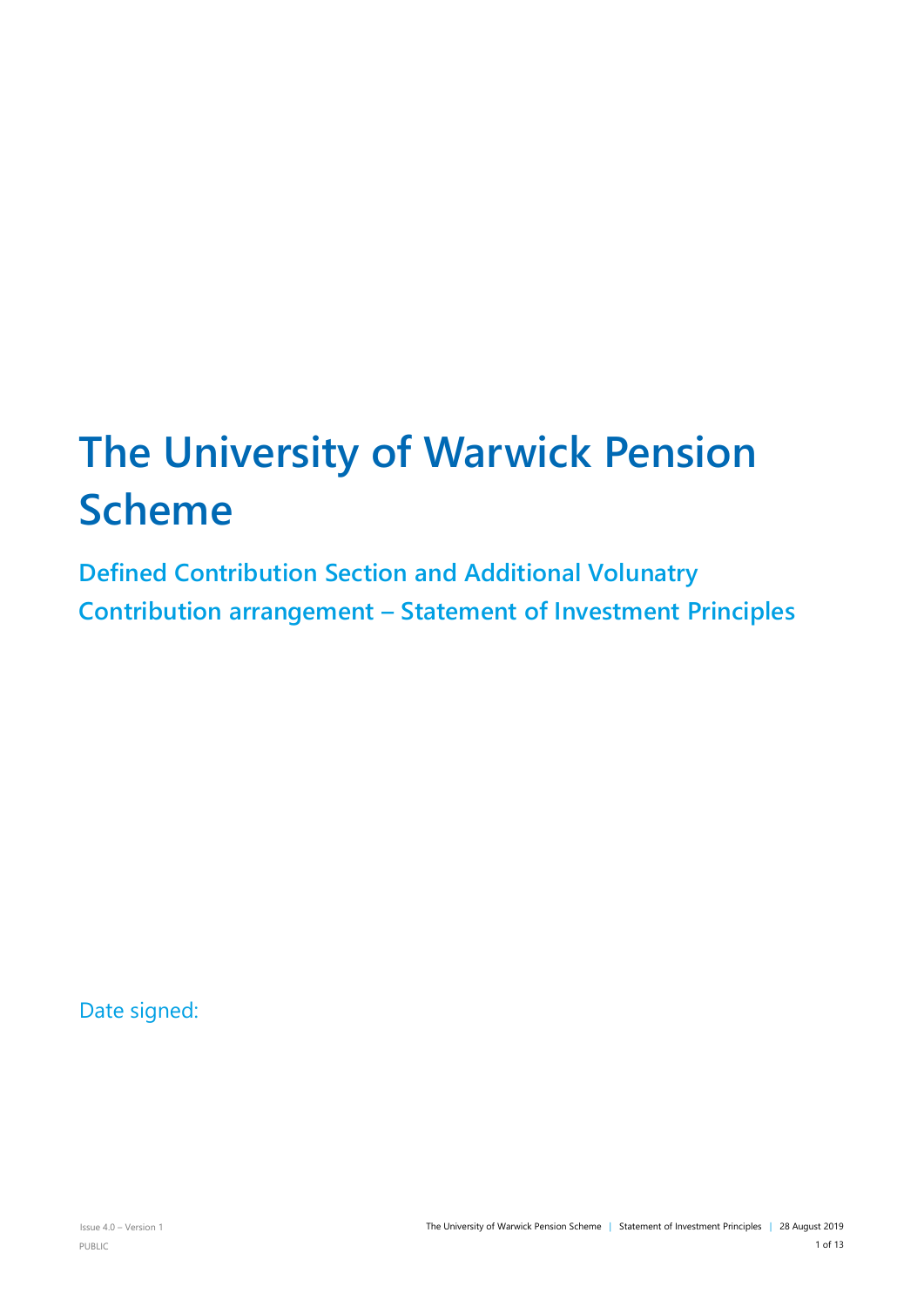# The University of Warwick Pension Scheme

## Defined Contribution Section and Additional Volunatry Contribution arrangement – Statement of Investment Principles

Date signed: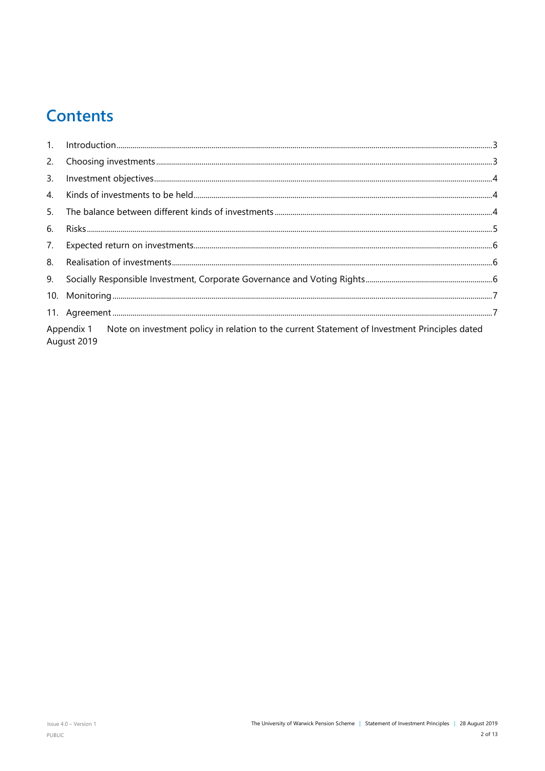# Contents

1. Introduction ........ 3
2. Choosing investments ........ 3
3. Investment objectives ........ 4
4. Kinds of investments to be held ........ 4
5. The balance between different kinds of investments ........ 4
6. Risks ........ 5
7. Expected return on investments ........ 6
8. Realisation of investments ........ 6
9. Socially Responsible Investment, Corporate Governance and Voting Rights ........ 6
10. Monitoring ........ 7
11. Agreement ........ 7

Appendix 1 Note on investment policy in relation to the current Statement of Investment Principles dated August 2019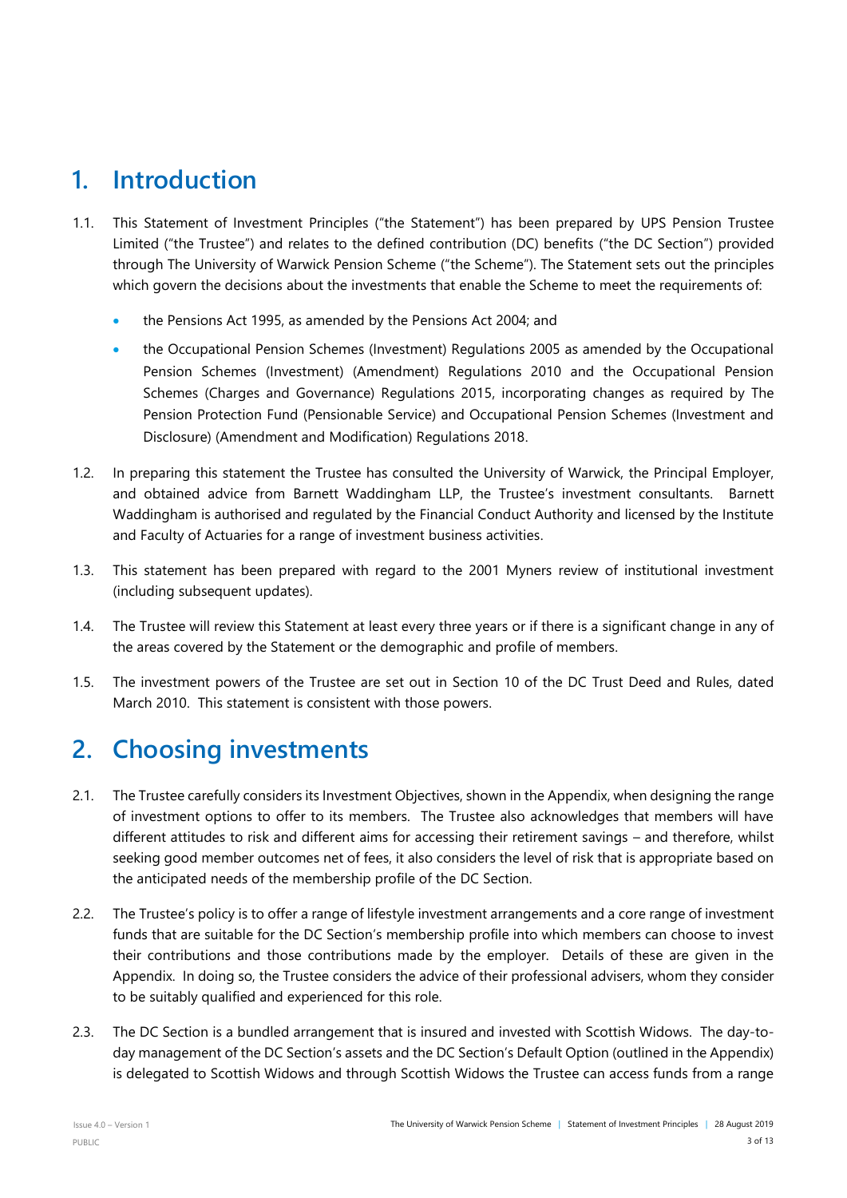# 1. Introduction

1.1. This Statement of Investment Principles ("the Statement") has been prepared by UPS Pension Trustee Limited ("the Trustee") and relates to the defined contribution (DC) benefits ("the DC Section") provided through The University of Warwick Pension Scheme ("the Scheme"). The Statement sets out the principles which govern the decisions about the investments that enable the Scheme to meet the requirements of:

- the Pensions Act 1995, as amended by the Pensions Act 2004; and
- the Occupational Pension Schemes (Investment) Regulations 2005 as amended by the Occupational Pension Schemes (Investment) (Amendment) Regulations 2010 and the Occupational Pension Schemes (Charges and Governance) Regulations 2015, incorporating changes as required by The Pension Protection Fund (Pensionable Service) and Occupational Pension Schemes (Investment and Disclosure) (Amendment and Modification) Regulations 2018.

1.2. In preparing this statement the Trustee has consulted the University of Warwick, the Principal Employer, and obtained advice from Barnett Waddingham LLP, the Trustee's investment consultants. Barnett Waddingham is authorised and regulated by the Financial Conduct Authority and licensed by the Institute and Faculty of Actuaries for a range of investment business activities.

1.3. This statement has been prepared with regard to the 2001 Myners review of institutional investment (including subsequent updates).

1.4. The Trustee will review this Statement at least every three years or if there is a significant change in any of the areas covered by the Statement or the demographic and profile of members.

1.5. The investment powers of the Trustee are set out in Section 10 of the DC Trust Deed and Rules, dated March 2010. This statement is consistent with those powers.

# 2. Choosing investments

2.1. The Trustee carefully considers its Investment Objectives, shown in the Appendix, when designing the range of investment options to offer to its members. The Trustee also acknowledges that members will have different attitudes to risk and different aims for accessing their retirement savings – and therefore, whilst seeking good member outcomes net of fees, it also considers the level of risk that is appropriate based on the anticipated needs of the membership profile of the DC Section.

2.2. The Trustee's policy is to offer a range of lifestyle investment arrangements and a core range of investment funds that are suitable for the DC Section's membership profile into which members can choose to invest their contributions and those contributions made by the employer. Details of these are given in the Appendix. In doing so, the Trustee considers the advice of their professional advisers, whom they consider to be suitably qualified and experienced for this role.

2.3. The DC Section is a bundled arrangement that is insured and invested with Scottish Widows. The day-to-day management of the DC Section's assets and the DC Section's Default Option (outlined in the Appendix) is delegated to Scottish Widows and through Scottish Widows the Trustee can access funds from a range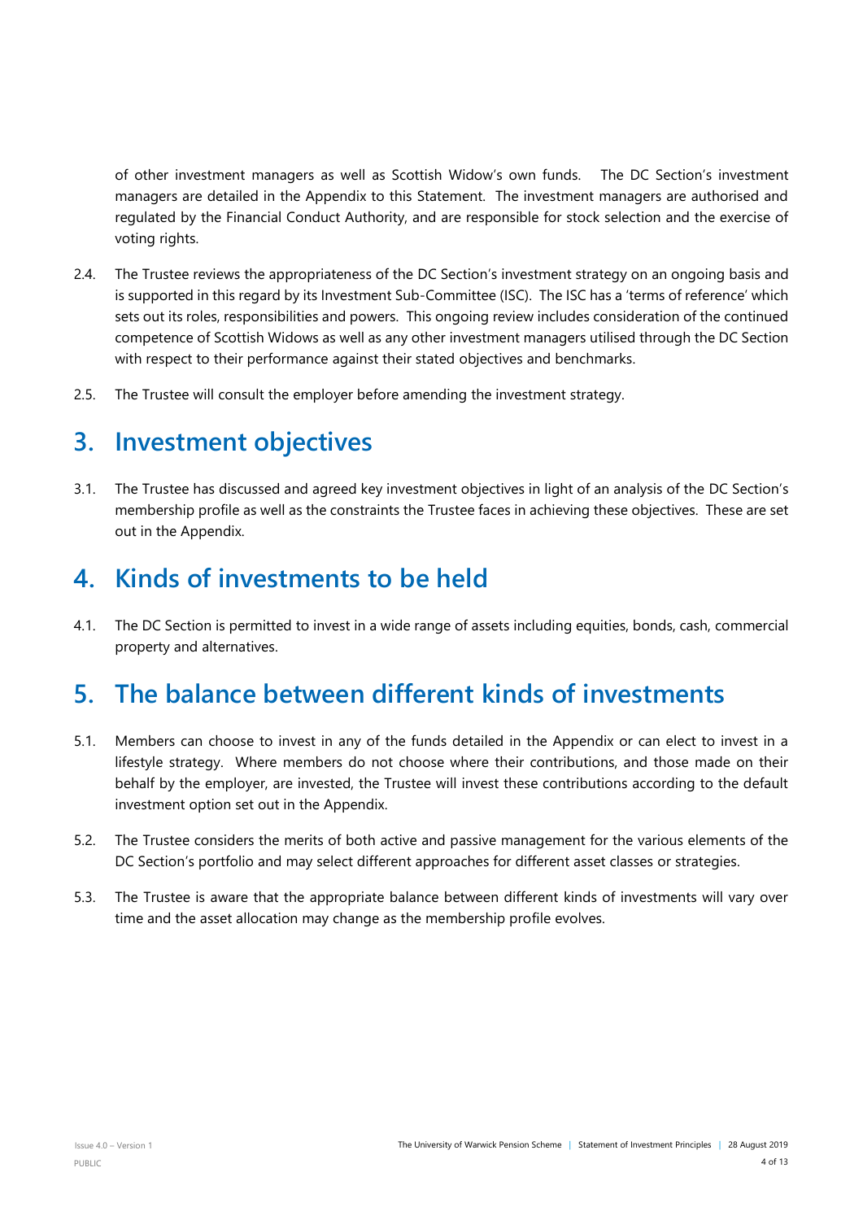of other investment managers as well as Scottish Widow's own funds. The DC Section's investment managers are detailed in the Appendix to this Statement. The investment managers are authorised and regulated by the Financial Conduct Authority, and are responsible for stock selection and the exercise of voting rights.

2.4. The Trustee reviews the appropriateness of the DC Section's investment strategy on an ongoing basis and is supported in this regard by its Investment Sub-Committee (ISC). The ISC has a 'terms of reference' which sets out its roles, responsibilities and powers. This ongoing review includes consideration of the continued competence of Scottish Widows as well as any other investment managers utilised through the DC Section with respect to their performance against their stated objectives and benchmarks.

2.5. The Trustee will consult the employer before amending the investment strategy.

## 3. Investment objectives

3.1. The Trustee has discussed and agreed key investment objectives in light of an analysis of the DC Section's membership profile as well as the constraints the Trustee faces in achieving these objectives. These are set out in the Appendix.

## 4. Kinds of investments to be held

4.1. The DC Section is permitted to invest in a wide range of assets including equities, bonds, cash, commercial property and alternatives.

## 5. The balance between different kinds of investments

5.1. Members can choose to invest in any of the funds detailed in the Appendix or can elect to invest in a lifestyle strategy. Where members do not choose where their contributions, and those made on their behalf by the employer, are invested, the Trustee will invest these contributions according to the default investment option set out in the Appendix.

5.2. The Trustee considers the merits of both active and passive management for the various elements of the DC Section's portfolio and may select different approaches for different asset classes or strategies.

5.3. The Trustee is aware that the appropriate balance between different kinds of investments will vary over time and the asset allocation may change as the membership profile evolves.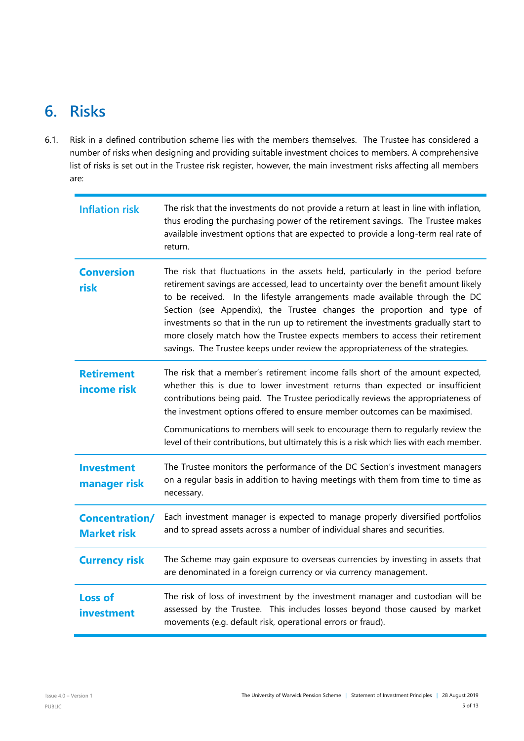# 6. Risks

6.1. Risk in a defined contribution scheme lies with the members themselves. The Trustee has considered a number of risks when designing and providing suitable investment choices to members. A comprehensive list of risks is set out in the Trustee risk register, however, the main investment risks affecting all members are:

| | |
|---|---|
| **Inflation risk** | The risk that the investments do not provide a return at least in line with inflation, thus eroding the purchasing power of the retirement savings. The Trustee makes available investment options that are expected to provide a long-term real rate of return. |
| **Conversion risk** | The risk that fluctuations in the assets held, particularly in the period before retirement savings are accessed, lead to uncertainty over the benefit amount likely to be received. In the lifestyle arrangements made available through the DC Section (see Appendix), the Trustee changes the proportion and type of investments so that in the run up to retirement the investments gradually start to more closely match how the Trustee expects members to access their retirement savings. The Trustee keeps under review the appropriateness of the strategies. |
| **Retirement income risk** | The risk that a member's retirement income falls short of the amount expected, whether this is due to lower investment returns than expected or insufficient contributions being paid. The Trustee periodically reviews the appropriateness of the investment options offered to ensure member outcomes can be maximised.<br><br>Communications to members will seek to encourage them to regularly review the level of their contributions, but ultimately this is a risk which lies with each member. |
| **Investment manager risk** | The Trustee monitors the performance of the DC Section's investment managers on a regular basis in addition to having meetings with them from time to time as necessary. |
| **Concentration/ Market risk** | Each investment manager is expected to manage properly diversified portfolios and to spread assets across a number of individual shares and securities. |
| **Currency risk** | The Scheme may gain exposure to overseas currencies by investing in assets that are denominated in a foreign currency or via currency management. |
| **Loss of investment** | The risk of loss of investment by the investment manager and custodian will be assessed by the Trustee. This includes losses beyond those caused by market movements (e.g. default risk, operational errors or fraud). |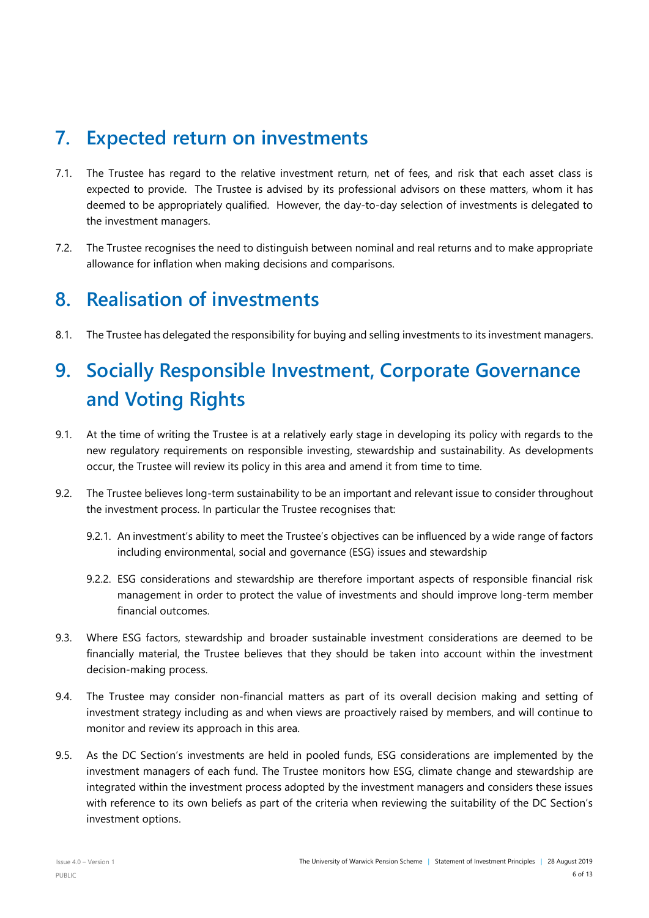# 7. Expected return on investments

7.1. The Trustee has regard to the relative investment return, net of fees, and risk that each asset class is expected to provide. The Trustee is advised by its professional advisors on these matters, whom it has deemed to be appropriately qualified. However, the day-to-day selection of investments is delegated to the investment managers.

7.2. The Trustee recognises the need to distinguish between nominal and real returns and to make appropriate allowance for inflation when making decisions and comparisons.

# 8. Realisation of investments

8.1. The Trustee has delegated the responsibility for buying and selling investments to its investment managers.

# 9. Socially Responsible Investment, Corporate Governance and Voting Rights

9.1. At the time of writing the Trustee is at a relatively early stage in developing its policy with regards to the new regulatory requirements on responsible investing, stewardship and sustainability. As developments occur, the Trustee will review its policy in this area and amend it from time to time.

9.2. The Trustee believes long-term sustainability to be an important and relevant issue to consider throughout the investment process. In particular the Trustee recognises that:

9.2.1. An investment's ability to meet the Trustee's objectives can be influenced by a wide range of factors including environmental, social and governance (ESG) issues and stewardship

9.2.2. ESG considerations and stewardship are therefore important aspects of responsible financial risk management in order to protect the value of investments and should improve long-term member financial outcomes.

9.3. Where ESG factors, stewardship and broader sustainable investment considerations are deemed to be financially material, the Trustee believes that they should be taken into account within the investment decision-making process.

9.4. The Trustee may consider non-financial matters as part of its overall decision making and setting of investment strategy including as and when views are proactively raised by members, and will continue to monitor and review its approach in this area.

9.5. As the DC Section's investments are held in pooled funds, ESG considerations are implemented by the investment managers of each fund. The Trustee monitors how ESG, climate change and stewardship are integrated within the investment process adopted by the investment managers and considers these issues with reference to its own beliefs as part of the criteria when reviewing the suitability of the DC Section's investment options.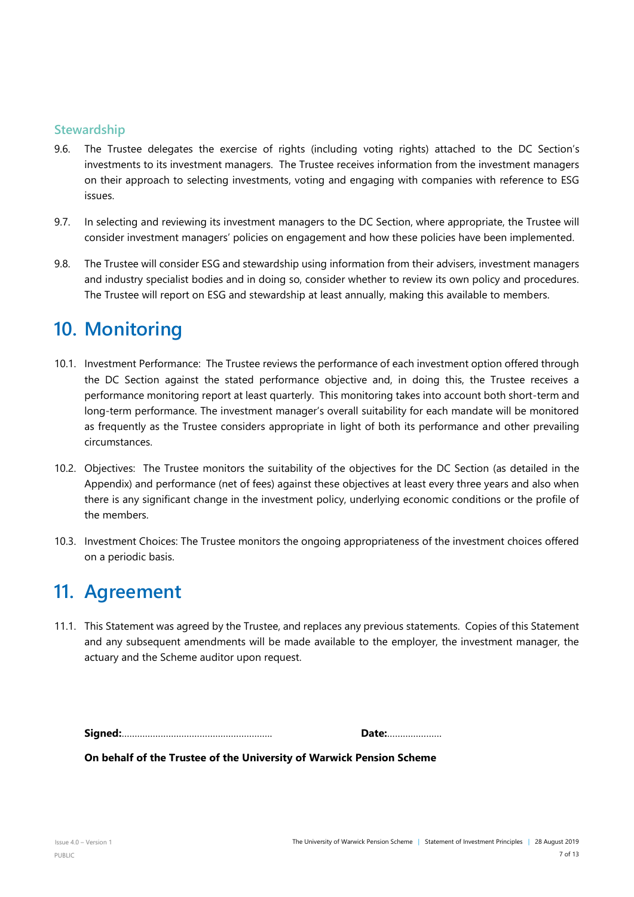### Stewardship

9.6. The Trustee delegates the exercise of rights (including voting rights) attached to the DC Section's investments to its investment managers. The Trustee receives information from the investment managers on their approach to selecting investments, voting and engaging with companies with reference to ESG issues.

9.7. In selecting and reviewing its investment managers to the DC Section, where appropriate, the Trustee will consider investment managers' policies on engagement and how these policies have been implemented.

9.8. The Trustee will consider ESG and stewardship using information from their advisers, investment managers and industry specialist bodies and in doing so, consider whether to review its own policy and procedures. The Trustee will report on ESG and stewardship at least annually, making this available to members.

# 10. Monitoring

10.1. Investment Performance: The Trustee reviews the performance of each investment option offered through the DC Section against the stated performance objective and, in doing this, the Trustee receives a performance monitoring report at least quarterly. This monitoring takes into account both short-term and long-term performance. The investment manager's overall suitability for each mandate will be monitored as frequently as the Trustee considers appropriate in light of both its performance and other prevailing circumstances.

10.2. Objectives: The Trustee monitors the suitability of the objectives for the DC Section (as detailed in the Appendix) and performance (net of fees) against these objectives at least every three years and also when there is any significant change in the investment policy, underlying economic conditions or the profile of the members.

10.3. Investment Choices: The Trustee monitors the ongoing appropriateness of the investment choices offered on a periodic basis.

# 11. Agreement

11.1. This Statement was agreed by the Trustee, and replaces any previous statements. Copies of this Statement and any subsequent amendments will be made available to the employer, the investment manager, the actuary and the Scheme auditor upon request.

**Signed:**.........................................................   **Date:**.....................

**On behalf of the Trustee of the University of Warwick Pension Scheme**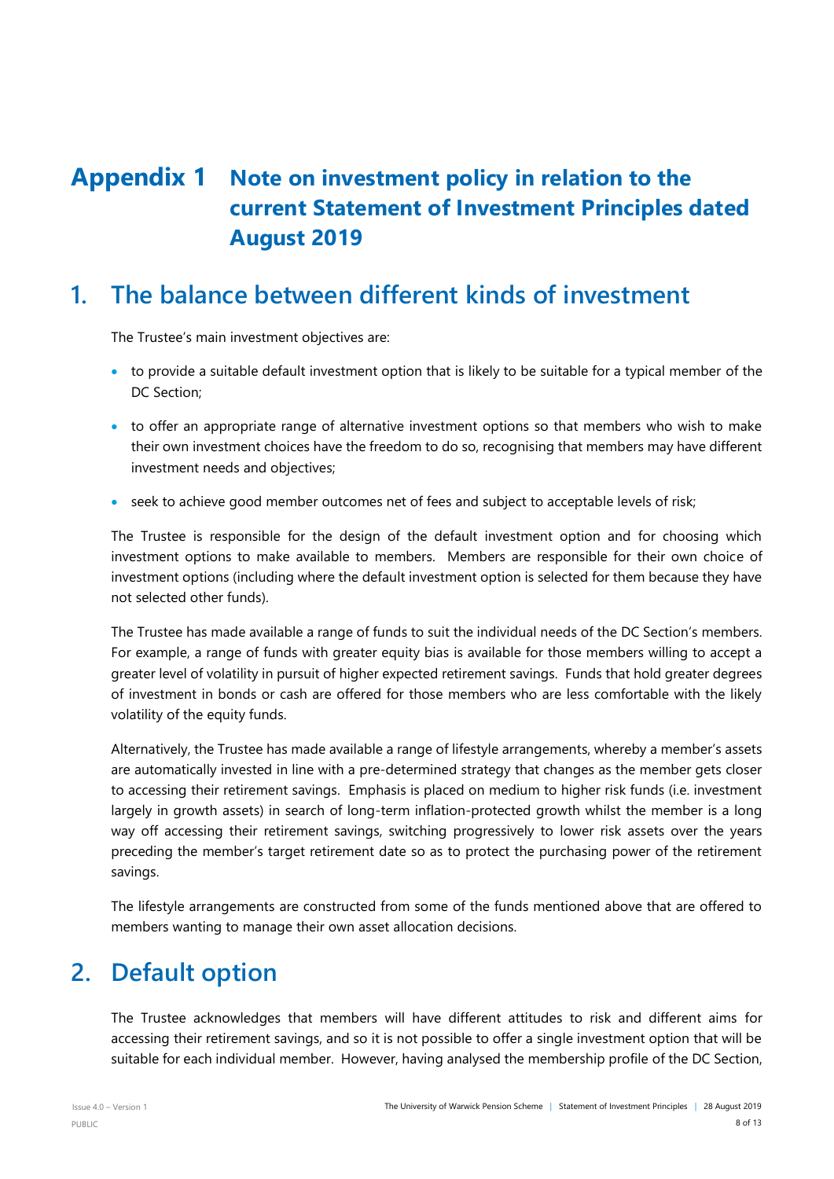# Appendix 1 Note on investment policy in relation to the current Statement of Investment Principles dated August 2019

## 1. The balance between different kinds of investment

The Trustee's main investment objectives are:

- to provide a suitable default investment option that is likely to be suitable for a typical member of the DC Section;
- to offer an appropriate range of alternative investment options so that members who wish to make their own investment choices have the freedom to do so, recognising that members may have different investment needs and objectives;
- seek to achieve good member outcomes net of fees and subject to acceptable levels of risk;

The Trustee is responsible for the design of the default investment option and for choosing which investment options to make available to members. Members are responsible for their own choice of investment options (including where the default investment option is selected for them because they have not selected other funds).

The Trustee has made available a range of funds to suit the individual needs of the DC Section's members. For example, a range of funds with greater equity bias is available for those members willing to accept a greater level of volatility in pursuit of higher expected retirement savings. Funds that hold greater degrees of investment in bonds or cash are offered for those members who are less comfortable with the likely volatility of the equity funds.

Alternatively, the Trustee has made available a range of lifestyle arrangements, whereby a member's assets are automatically invested in line with a pre-determined strategy that changes as the member gets closer to accessing their retirement savings. Emphasis is placed on medium to higher risk funds (i.e. investment largely in growth assets) in search of long-term inflation-protected growth whilst the member is a long way off accessing their retirement savings, switching progressively to lower risk assets over the years preceding the member's target retirement date so as to protect the purchasing power of the retirement savings.

The lifestyle arrangements are constructed from some of the funds mentioned above that are offered to members wanting to manage their own asset allocation decisions.

## 2. Default option

The Trustee acknowledges that members will have different attitudes to risk and different aims for accessing their retirement savings, and so it is not possible to offer a single investment option that will be suitable for each individual member. However, having analysed the membership profile of the DC Section,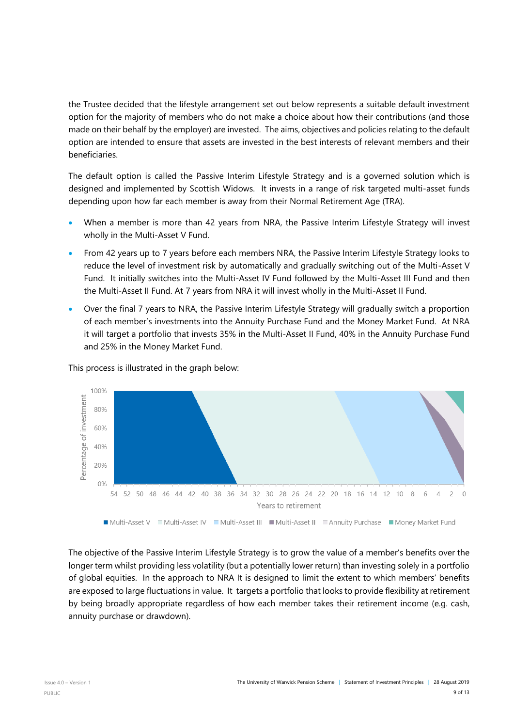the Trustee decided that the lifestyle arrangement set out below represents a suitable default investment option for the majority of members who do not make a choice about how their contributions (and those made on their behalf by the employer) are invested. The aims, objectives and policies relating to the default option are intended to ensure that assets are invested in the best interests of relevant members and their beneficiaries.

The default option is called the Passive Interim Lifestyle Strategy and is a governed solution which is designed and implemented by Scottish Widows. It invests in a range of risk targeted multi-asset funds depending upon how far each member is away from their Normal Retirement Age (TRA).

- When a member is more than 42 years from NRA, the Passive Interim Lifestyle Strategy will invest wholly in the Multi-Asset V Fund.
- From 42 years up to 7 years before each members NRA, the Passive Interim Lifestyle Strategy looks to reduce the level of investment risk by automatically and gradually switching out of the Multi-Asset V Fund. It initially switches into the Multi-Asset IV Fund followed by the Multi-Asset III Fund and then the Multi-Asset II Fund. At 7 years from NRA it will invest wholly in the Multi-Asset II Fund.
- Over the final 7 years to NRA, the Passive Interim Lifestyle Strategy will gradually switch a proportion of each member's investments into the Annuity Purchase Fund and the Money Market Fund. At NRA it will target a portfolio that invests 35% in the Multi-Asset II Fund, 40% in the Annuity Purchase Fund and 25% in the Money Market Fund.

This process is illustrated in the graph below:

Percentage of investment (0%–100%) vs Years to retirement (54 to 0)

■ Multi-Asset V ■ Multi-Asset IV ■ Multi-Asset III ■ Multi-Asset II ■ Annuity Purchase ■ Money Market Fund

The objective of the Passive Interim Lifestyle Strategy is to grow the value of a member's benefits over the longer term whilst providing less volatility (but a potentially lower return) than investing solely in a portfolio of global equities. In the approach to NRA It is designed to limit the extent to which members' benefits are exposed to large fluctuations in value. It targets a portfolio that looks to provide flexibility at retirement by being broadly appropriate regardless of how each member takes their retirement income (e.g. cash, annuity purchase or drawdown).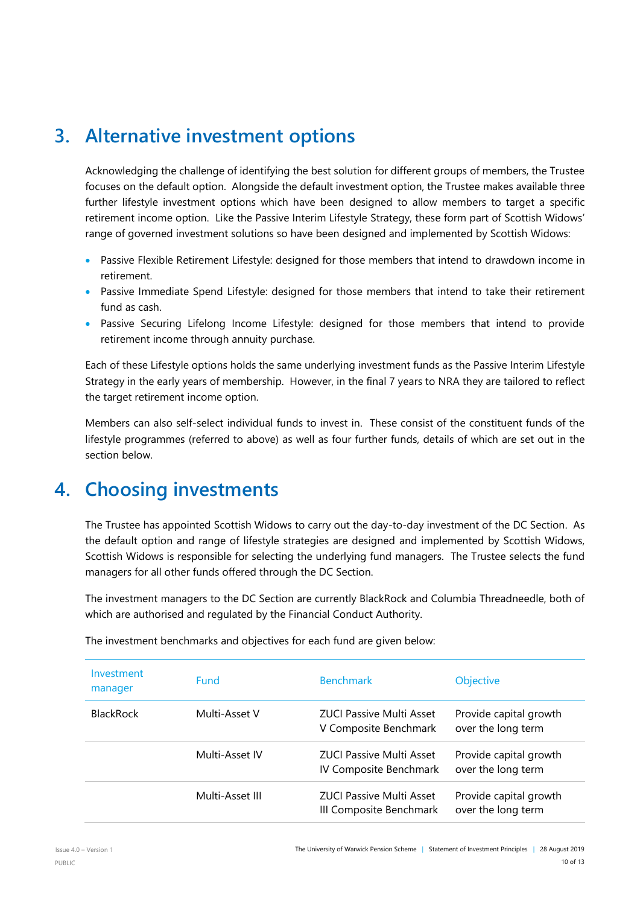## 3. Alternative investment options

Acknowledging the challenge of identifying the best solution for different groups of members, the Trustee focuses on the default option. Alongside the default investment option, the Trustee makes available three further lifestyle investment options which have been designed to allow members to target a specific retirement income option. Like the Passive Interim Lifestyle Strategy, these form part of Scottish Widows' range of governed investment solutions so have been designed and implemented by Scottish Widows:

- Passive Flexible Retirement Lifestyle: designed for those members that intend to drawdown income in retirement.
- Passive Immediate Spend Lifestyle: designed for those members that intend to take their retirement fund as cash.
- Passive Securing Lifelong Income Lifestyle: designed for those members that intend to provide retirement income through annuity purchase.

Each of these Lifestyle options holds the same underlying investment funds as the Passive Interim Lifestyle Strategy in the early years of membership. However, in the final 7 years to NRA they are tailored to reflect the target retirement income option.

Members can also self-select individual funds to invest in. These consist of the constituent funds of the lifestyle programmes (referred to above) as well as four further funds, details of which are set out in the section below.

## 4. Choosing investments

The Trustee has appointed Scottish Widows to carry out the day-to-day investment of the DC Section. As the default option and range of lifestyle strategies are designed and implemented by Scottish Widows, Scottish Widows is responsible for selecting the underlying fund managers. The Trustee selects the fund managers for all other funds offered through the DC Section.

The investment managers to the DC Section are currently BlackRock and Columbia Threadneedle, both of which are authorised and regulated by the Financial Conduct Authority.

The investment benchmarks and objectives for each fund are given below:

| Investment manager | Fund | Benchmark | Objective |
|---|---|---|---|
| BlackRock | Multi-Asset V | ZUCI Passive Multi Asset V Composite Benchmark | Provide capital growth over the long term |
| | Multi-Asset IV | ZUCI Passive Multi Asset IV Composite Benchmark | Provide capital growth over the long term |
| | Multi-Asset III | ZUCI Passive Multi Asset III Composite Benchmark | Provide capital growth over the long term |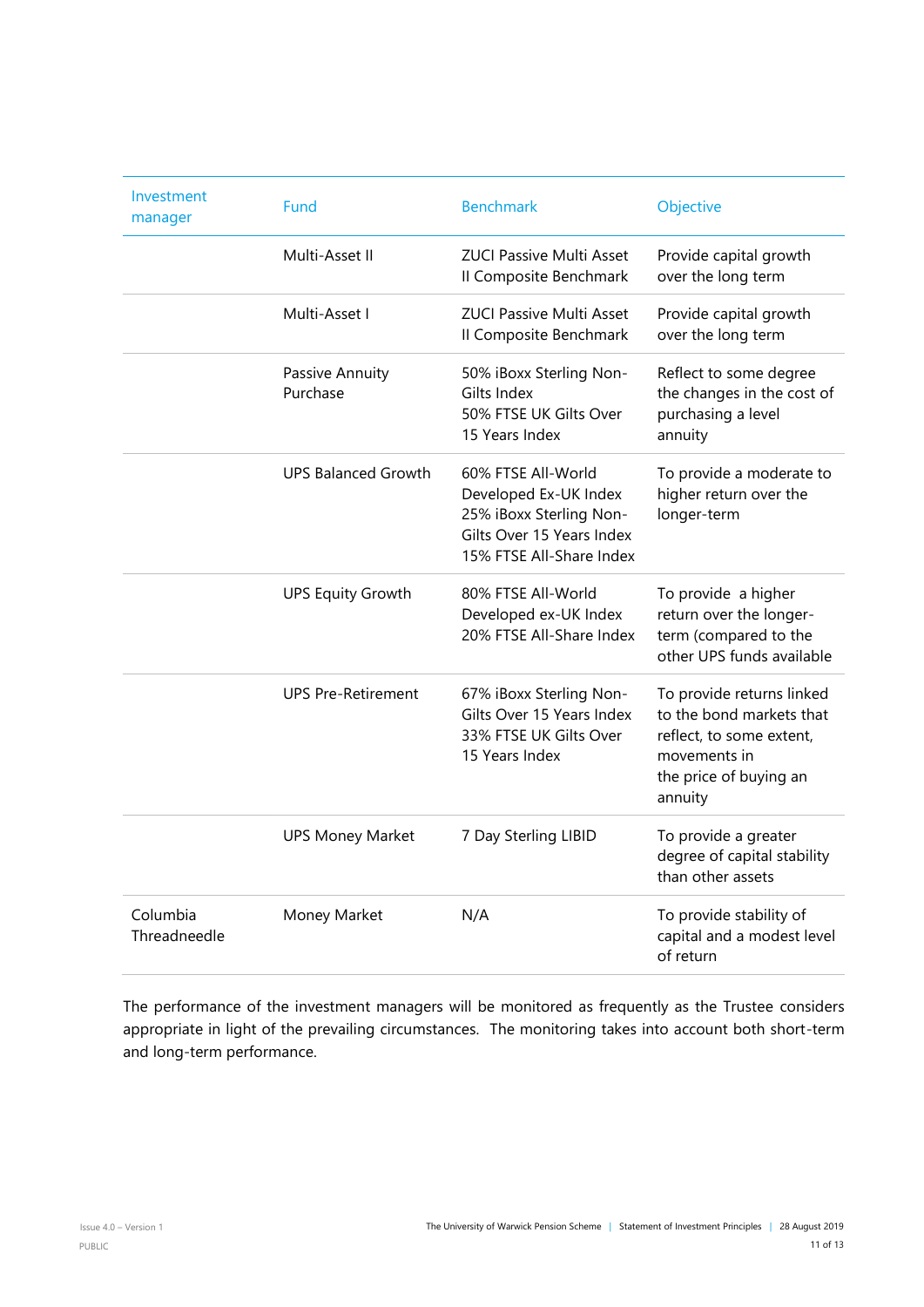| Investment manager | Fund | Benchmark | Objective |
|---|---|---|---|
| | Multi-Asset II | ZUCI Passive Multi Asset II Composite Benchmark | Provide capital growth over the long term |
| | Multi-Asset I | ZUCI Passive Multi Asset II Composite Benchmark | Provide capital growth over the long term |
| | Passive Annuity Purchase | 50% iBoxx Sterling Non-Gilts Index<br>50% FTSE UK Gilts Over 15 Years Index | Reflect to some degree the changes in the cost of purchasing a level annuity |
| | UPS Balanced Growth | 60% FTSE All-World Developed Ex-UK Index<br>25% iBoxx Sterling Non-Gilts Over 15 Years Index<br>15% FTSE All-Share Index | To provide a moderate to higher return over the longer-term |
| | UPS Equity Growth | 80% FTSE All-World Developed ex-UK Index<br>20% FTSE All-Share Index | To provide a higher return over the longer-term (compared to the other UPS funds available |
| | UPS Pre-Retirement | 67% iBoxx Sterling Non-Gilts Over 15 Years Index<br>33% FTSE UK Gilts Over 15 Years Index | To provide returns linked to the bond markets that reflect, to some extent, movements in the price of buying an annuity |
| | UPS Money Market | 7 Day Sterling LIBID | To provide a greater degree of capital stability than other assets |
| Columbia Threadneedle | Money Market | N/A | To provide stability of capital and a modest level of return |

The performance of the investment managers will be monitored as frequently as the Trustee considers appropriate in light of the prevailing circumstances. The monitoring takes into account both short-term and long-term performance.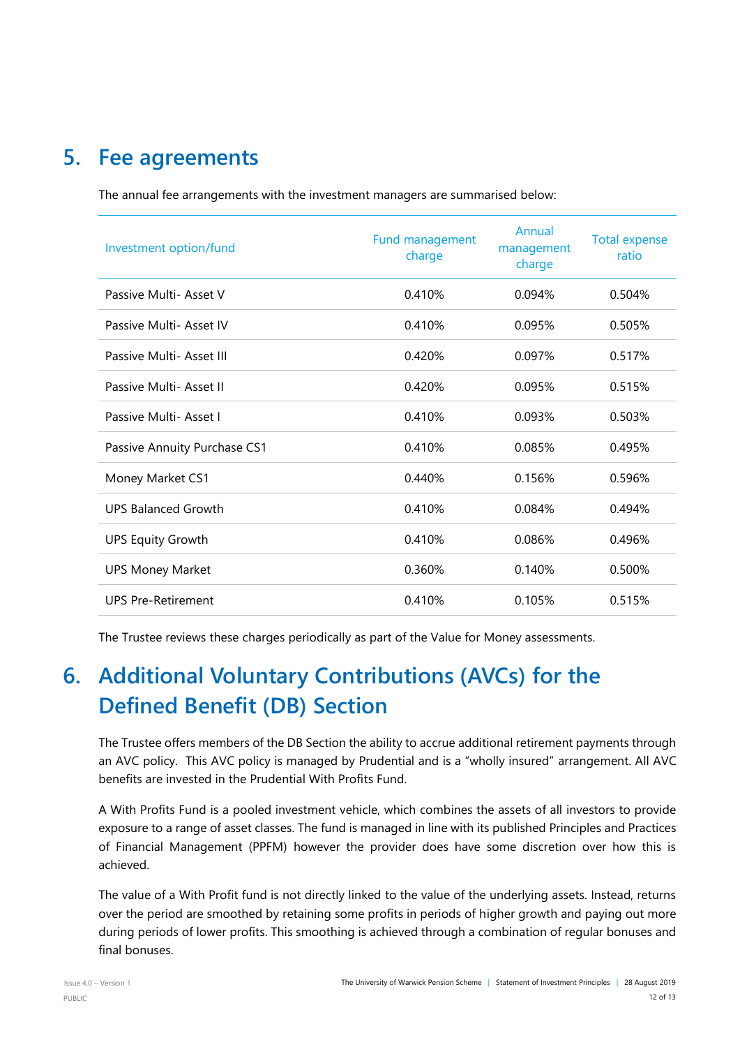## 5. Fee agreements

The annual fee arrangements with the investment managers are summarised below:

| Investment option/fund | Fund management charge | Annual management charge | Total expense ratio |
|---|---|---|---|
| Passive Multi- Asset V | 0.410% | 0.094% | 0.504% |
| Passive Multi- Asset IV | 0.410% | 0.095% | 0.505% |
| Passive Multi- Asset III | 0.420% | 0.097% | 0.517% |
| Passive Multi- Asset II | 0.420% | 0.095% | 0.515% |
| Passive Multi- Asset I | 0.410% | 0.093% | 0.503% |
| Passive Annuity Purchase CS1 | 0.410% | 0.085% | 0.495% |
| Money Market CS1 | 0.440% | 0.156% | 0.596% |
| UPS Balanced Growth | 0.410% | 0.084% | 0.494% |
| UPS Equity Growth | 0.410% | 0.086% | 0.496% |
| UPS Money Market | 0.360% | 0.140% | 0.500% |
| UPS Pre-Retirement | 0.410% | 0.105% | 0.515% |

The Trustee reviews these charges periodically as part of the Value for Money assessments.

## 6. Additional Voluntary Contributions (AVCs) for the Defined Benefit (DB) Section

The Trustee offers members of the DB Section the ability to accrue additional retirement payments through an AVC policy. This AVC policy is managed by Prudential and is a "wholly insured" arrangement. All AVC benefits are invested in the Prudential With Profits Fund.

A With Profits Fund is a pooled investment vehicle, which combines the assets of all investors to provide exposure to a range of asset classes. The fund is managed in line with its published Principles and Practices of Financial Management (PPFM) however the provider does have some discretion over how this is achieved.

The value of a With Profit fund is not directly linked to the value of the underlying assets. Instead, returns over the period are smoothed by retaining some profits in periods of higher growth and paying out more during periods of lower profits. This smoothing is achieved through a combination of regular bonuses and final bonuses.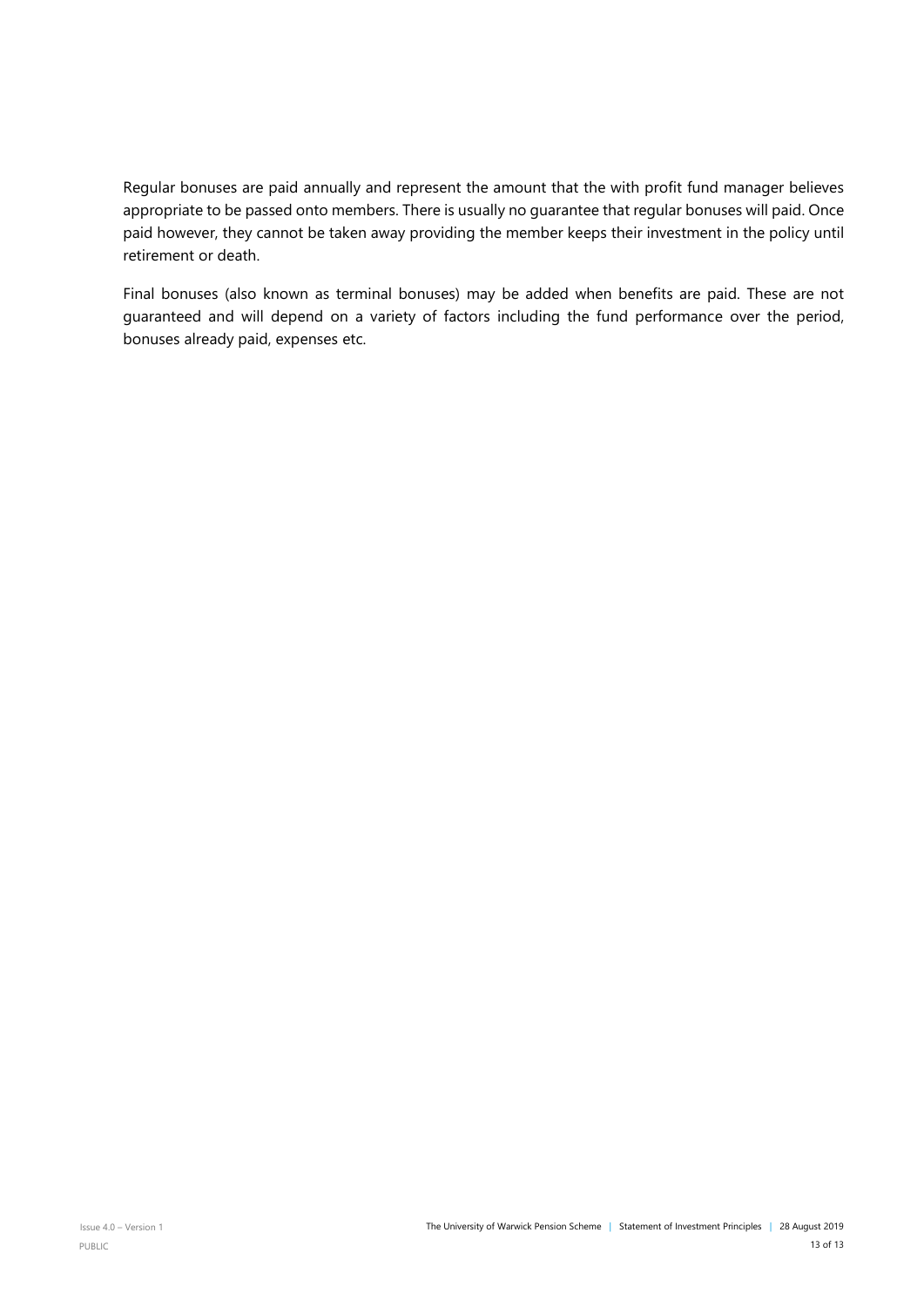Regular bonuses are paid annually and represent the amount that the with profit fund manager believes appropriate to be passed onto members. There is usually no guarantee that regular bonuses will paid. Once paid however, they cannot be taken away providing the member keeps their investment in the policy until retirement or death.

Final bonuses (also known as terminal bonuses) may be added when benefits are paid. These are not guaranteed and will depend on a variety of factors including the fund performance over the period, bonuses already paid, expenses etc.